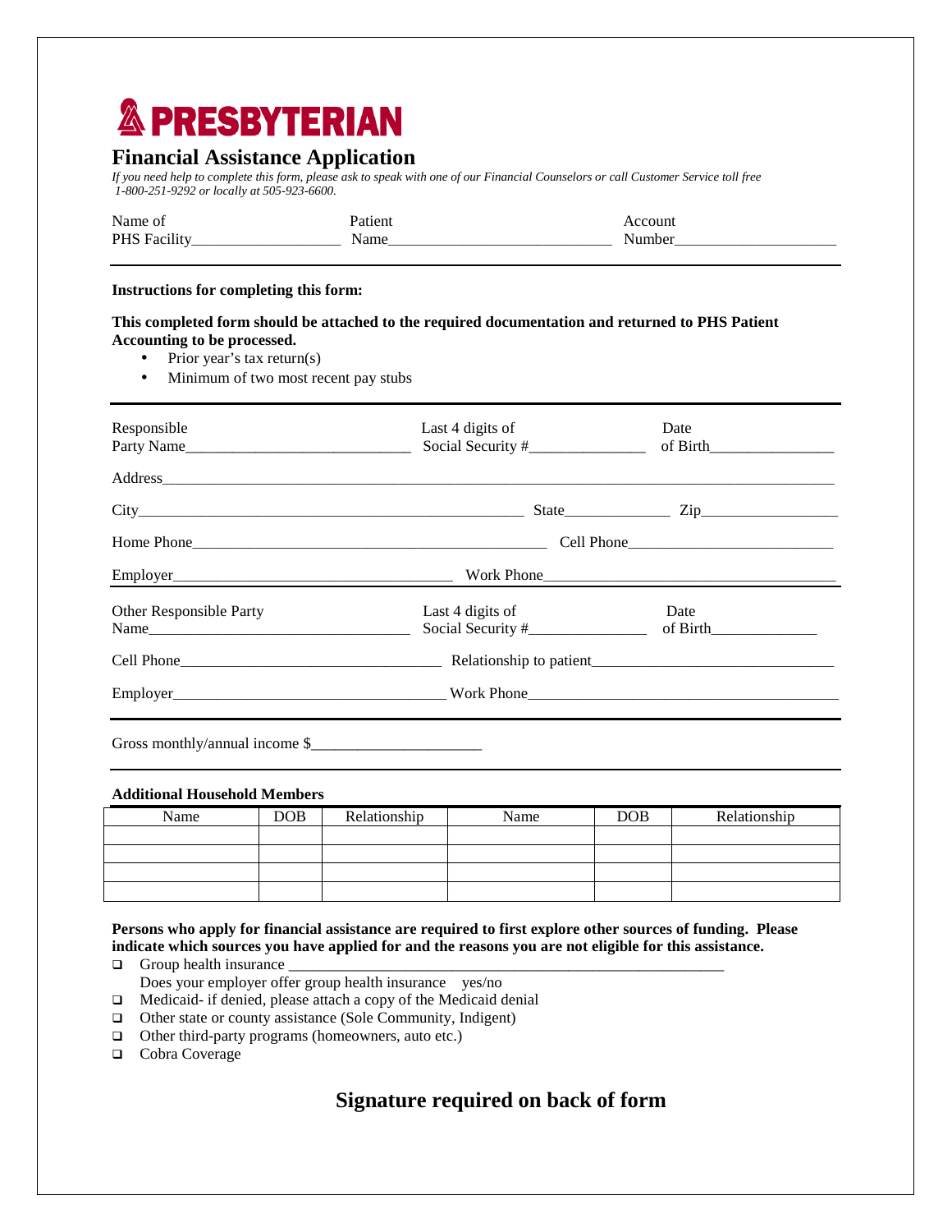# PRESBYTERIAN

## Financial Assistance Application

*If you need help to complete this form, please ask to speak with one of our Financial Counselors or call Customer Service toll free 1-800-251-9292 or locally at 505-923-6600.*

Name of PHS Facility__________________ Patient Name____________________________ Account Number____________________

**Instructions for completing this form:**

**This completed form should be attached to the required documentation and returned to PHS Patient Accounting to be processed.**

- Prior year's tax return(s)
- Minimum of two most recent pay stubs

Responsible Party Name____________________________ Last 4 digits of Social Security #______________ Date of Birth_______________

Address______________________________________________________________________________

City_________________________________________________ State_____________ Zip_________________

Home Phone______________________________________________ Cell Phone_________________________

Employer__________________________________ Work Phone____________________________________

Other Responsible Party Name__________________________________ Last 4 digits of Social Security #______________ Date of Birth_____________

Cell Phone_______________________________ Relationship to patient______________________________

Employer__________________________________ Work Phone______________________________________

Gross monthly/annual income $_____________________

**Additional Household Members**

| Name | DOB | Relationship | Name | DOB | Relationship |
|---|---|---|---|---|---|
| | | | | | |
| | | | | | |
| | | | | | |
| | | | | | |

**Persons who apply for financial assistance are required to first explore other sources of funding. Please indicate which sources you have applied for and the reasons you are not eligible for this assistance.**

- ❑ Group health insurance ____________________________________________________
  Does your employer offer group health insurance yes/no
- ❑ Medicaid- if denied, please attach a copy of the Medicaid denial
- ❑ Other state or county assistance (Sole Community, Indigent)
- ❑ Other third-party programs (homeowners, auto etc.)
- ❑ Cobra Coverage

## Signature required on back of form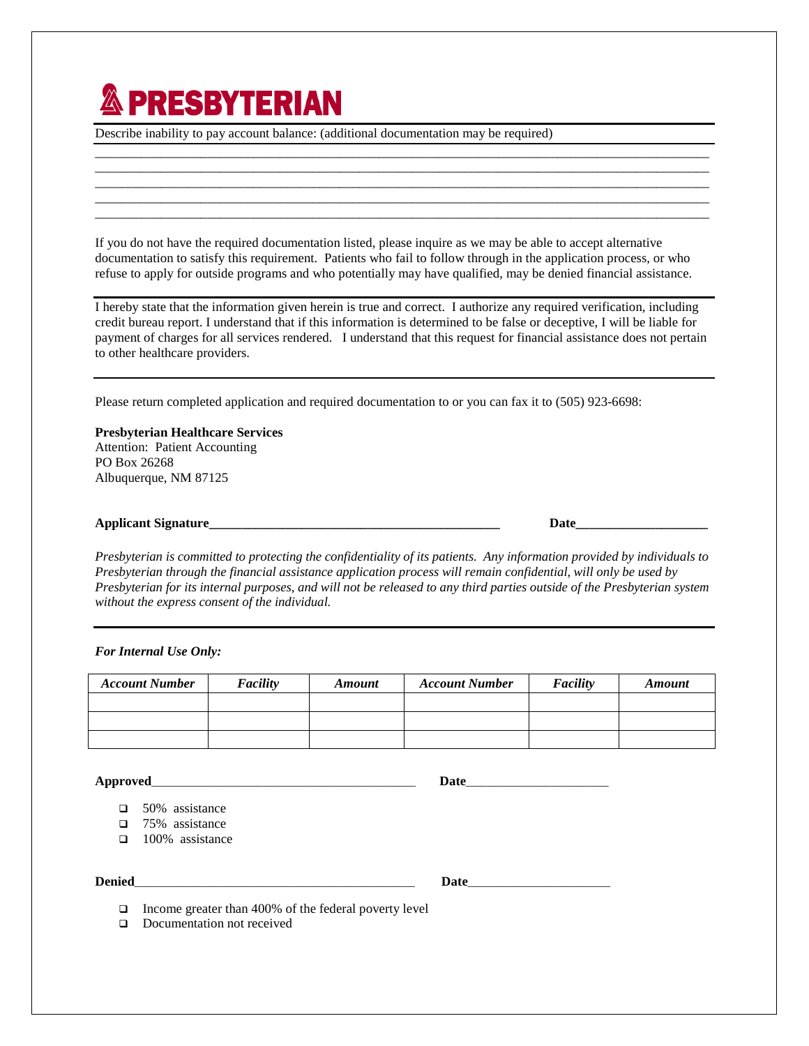# PRESBYTERIAN

Describe inability to pay account balance: (additional documentation may be required)

______________________________________________________________________________________
______________________________________________________________________________________
______________________________________________________________________________________
______________________________________________________________________________________
______________________________________________________________________________________

If you do not have the required documentation listed, please inquire as we may be able to accept alternative documentation to satisfy this requirement. Patients who fail to follow through in the application process, or who refuse to apply for outside programs and who potentially may have qualified, may be denied financial assistance.

I hereby state that the information given herein is true and correct. I authorize any required verification, including credit bureau report. I understand that if this information is determined to be false or deceptive, I will be liable for payment of charges for all services rendered. I understand that this request for financial assistance does not pertain to other healthcare providers.

Please return completed application and required documentation to or you can fax it to (505) 923-6698:

**Presbyterian Healthcare Services**
Attention: Patient Accounting
PO Box 26268
Albuquerque, NM 87125

**Applicant Signature**_____________________________________________ **Date**____________________

*Presbyterian is committed to protecting the confidentiality of its patients. Any information provided by individuals to Presbyterian through the financial assistance application process will remain confidential, will only be used by Presbyterian for its internal purposes, and will not be released to any third parties outside of the Presbyterian system without the express consent of the individual.*

***For Internal Use Only:***

| *Account Number* | *Facility* | *Amount* | *Account Number* | *Facility* | *Amount* |
|---|---|---|---|---|---|
| | | | | | |
| | | | | | |
| | | | | | |

**Approved**_________________________________________ **Date**_____________________

- ❑ 50% assistance
- ❑ 75% assistance
- ❑ 100% assistance

**Denied**___________________________________________ **Date**_____________________

- ❑ Income greater than 400% of the federal poverty level
- ❑ Documentation not received